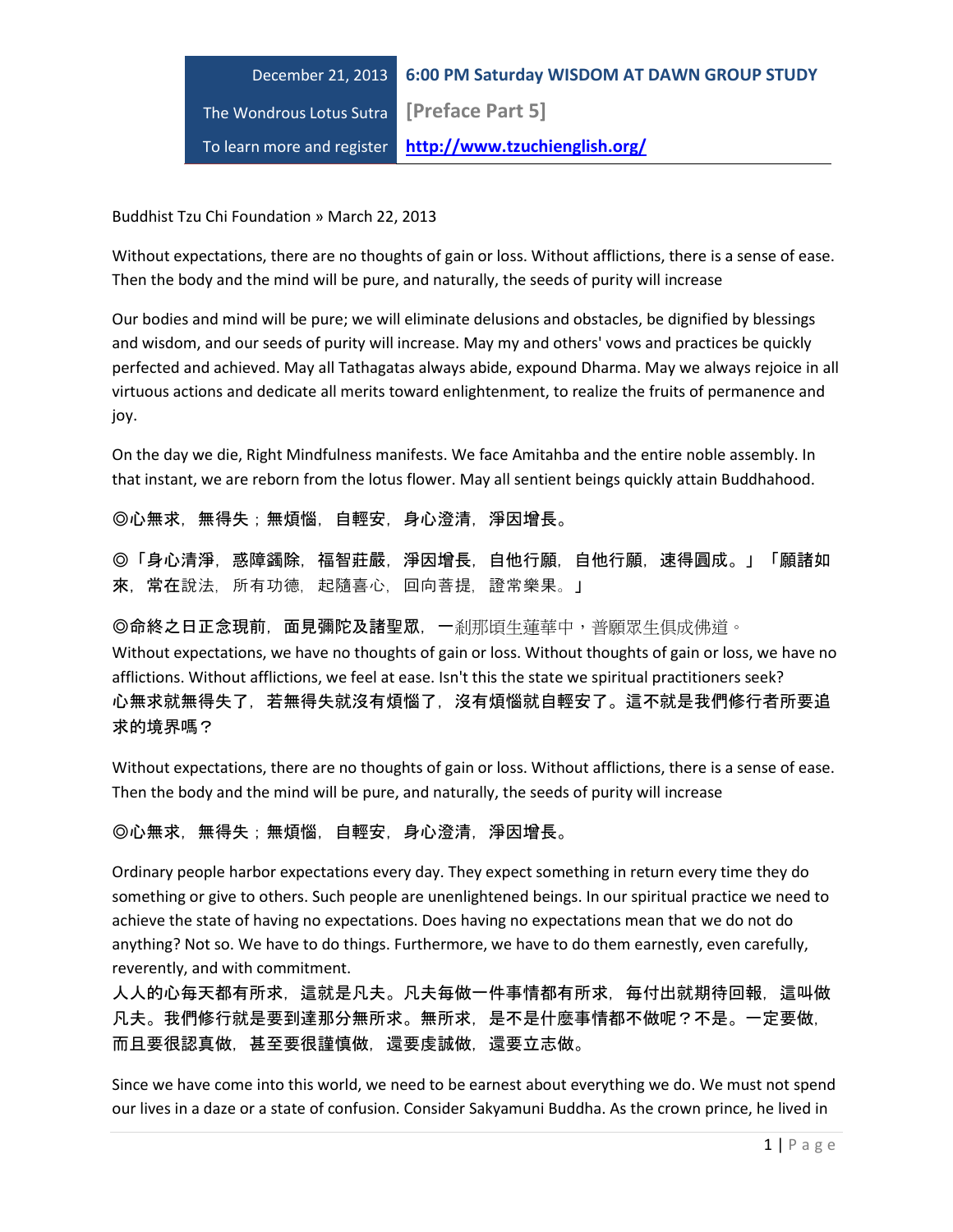| December 21, 2013 | 6:00 PM Saturday WISDOM AT DAWN GROUP STUDY |
|---|---|
| The Wondrous Lotus Sutra | [Preface Part 5] |
| To learn more and register | http://www.tzuchienglish.org/ |

Buddhist Tzu Chi Foundation » March 22, 2013

Without expectations, there are no thoughts of gain or loss. Without afflictions, there is a sense of ease. Then the body and the mind will be pure, and naturally, the seeds of purity will increase

Our bodies and mind will be pure; we will eliminate delusions and obstacles, be dignified by blessings and wisdom, and our seeds of purity will increase. May my and others' vows and practices be quickly perfected and achieved. May all Tathagatas always abide, expound Dharma. May we always rejoice in all virtuous actions and dedicate all merits toward enlightenment, to realize the fruits of permanence and joy.

On the day we die, Right Mindfulness manifests. We face Amitahba and the entire noble assembly. In that instant, we are reborn from the lotus flower. May all sentient beings quickly attain Buddhahood.

**◎心無求，無得失；無煩惱，自輕安，身心澄清，淨因增長。**

**◎「身心清淨，惑障蠲除，福智莊嚴，淨因增長，自他行願，自他行願，速得圓成。」「願諸如來，常在**說法，所有功德，起隨喜心，回向菩提，證常樂果。」

**◎命終之日正念現前，面見彌陀及諸聖眾，一**剎那頃生蓮華中，普願眾生俱成佛道。

Without expectations, we have no thoughts of gain or loss. Without thoughts of gain or loss, we have no afflictions. Without afflictions, we feel at ease. Isn't this the state we spiritual practitioners seek?

**心無求就無得失了，若無得失就沒有煩惱了，沒有煩惱就自輕安了。這不就是我們修行者所要追求的境界嗎？**

Without expectations, there are no thoughts of gain or loss. Without afflictions, there is a sense of ease. Then the body and the mind will be pure, and naturally, the seeds of purity will increase

**◎心無求，無得失；無煩惱，自輕安，身心澄清，淨因增長。**

Ordinary people harbor expectations every day. They expect something in return every time they do something or give to others. Such people are unenlightened beings. In our spiritual practice we need to achieve the state of having no expectations. Does having no expectations mean that we do not do anything? Not so. We have to do things. Furthermore, we have to do them earnestly, even carefully, reverently, and with commitment.

**人人的心每天都有所求，這就是凡夫。凡夫每做一件事情都有所求，每付出就期待回報，這叫做凡夫。我們修行就是要到達那分無所求。無所求，是不是什麼事情都不做呢？不是。一定要做，而且要很認真做，甚至要很謹慎做，還要虔誠做，還要立志做。**

Since we have come into this world, we need to be earnest about everything we do. We must not spend our lives in a daze or a state of confusion. Consider Sakyamuni Buddha. As the crown prince, he lived in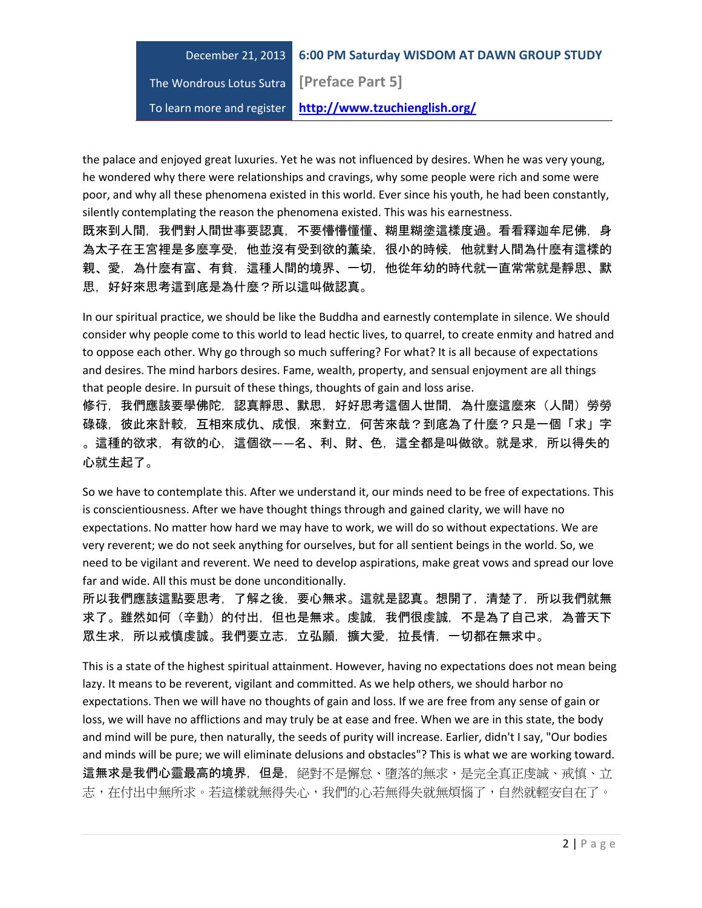the palace and enjoyed great luxuries. Yet he was not influenced by desires. When he was very young, he wondered why there were relationships and cravings, why some people were rich and some were poor, and why all these phenomena existed in this world. Ever since his youth, he had been constantly, silently contemplating the reason the phenomena existed. This was his earnestness.

**既來到人間，我們對人間世事要認真，不要懵懵懂懂、糊里糊塗這樣度過。看看釋迦牟尼佛，身為太子在王宮裡是多麼享受，他並沒有受到欲的薰染，很小的時候，他就對人間為什麼有這樣的親、愛，為什麼有富、有貧，這種人間的境界、一切，他從年幼的時代就一直常常就是靜思、默思，好好來思考這到底是為什麼？所以這叫做認真。**

In our spiritual practice, we should be like the Buddha and earnestly contemplate in silence. We should consider why people come to this world to lead hectic lives, to quarrel, to create enmity and hatred and to oppose each other. Why go through so much suffering? For what? It is all because of expectations and desires. The mind harbors desires. Fame, wealth, property, and sensual enjoyment are all things that people desire. In pursuit of these things, thoughts of gain and loss arise.

**修行，我們應該要學佛陀，認真靜思、默思，好好思考這個人世間，為什麼這麼來（人間）勞勞碌碌，彼此來計較，互相來成仇、成恨，來對立，何苦來哉？到底為了什麼？只是一個「求」字。這種的欲求，有欲的心，這個欲——名、利、財、色，這全都是叫做欲。就是求，所以得失的心就生起了。**

So we have to contemplate this. After we understand it, our minds need to be free of expectations. This is conscientiousness. After we have thought things through and gained clarity, we will have no expectations. No matter how hard we may have to work, we will do so without expectations. We are very reverent; we do not seek anything for ourselves, but for all sentient beings in the world. So, we need to be vigilant and reverent. We need to develop aspirations, make great vows and spread our love far and wide. All this must be done unconditionally.

**所以我們應該這點要思考，了解之後，要心無求。這就是認真。想開了，清楚了，所以我們就無求了。雖然如何（辛勤）的付出，但也是無求。虔誠，我們很虔誠，不是為了自己求，為普天下眾生求，所以戒慎虔誠。我們要立志，立弘願，擴大愛，拉長情，一切都在無求中。**

This is a state of the highest spiritual attainment. However, having no expectations does not mean being lazy. It means to be reverent, vigilant and committed. As we help others, we should harbor no expectations. Then we will have no thoughts of gain and loss. If we are free from any sense of gain or loss, we will have no afflictions and may truly be at ease and free. When we are in this state, the body and mind will be pure, then naturally, the seeds of purity will increase. Earlier, didn't I say, "Our bodies and minds will be pure; we will eliminate delusions and obstacles"? This is what we are working toward.

**這無求是我們心靈最高的境界，但是，**絕對不是懈怠、墮落的無求，是完全真正虔誠、戒慎、立志，在付出中無所求。若這樣就無得失心，我們的心若無得失就無煩惱了，自然就輕安自在了。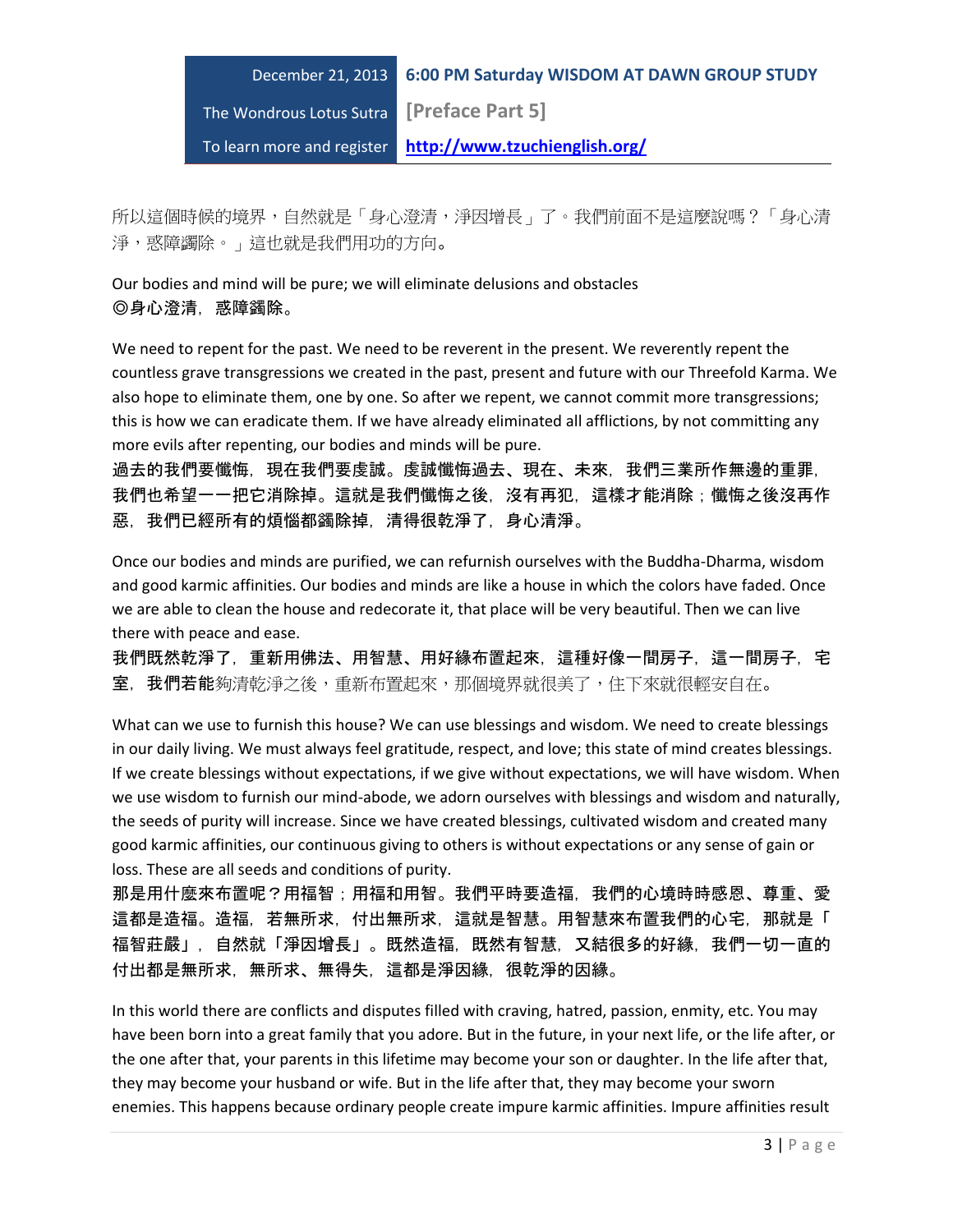所以這個時候的境界，自然就是「身心澄清，淨因增長」了。我們前面不是這麼說嗎？「身心清淨，惑障蠲除。」這也就是我們用功的方向。

Our bodies and mind will be pure; we will eliminate delusions and obstacles
**◎身心澄清，惑障蠲除。**

We need to repent for the past. We need to be reverent in the present. We reverently repent the countless grave transgressions we created in the past, present and future with our Threefold Karma. We also hope to eliminate them, one by one. So after we repent, we cannot commit more transgressions; this is how we can eradicate them. If we have already eliminated all afflictions, by not committing any more evils after repenting, our bodies and minds will be pure.
**過去的我們要懺悔，現在我們要虔誠。虔誠懺悔過去、現在、未來，我們三業所作無邊的重罪，我們也希望一一把它消除掉。這就是我們懺悔之後，沒有再犯，這樣才能消除；懺悔之後沒再作惡，我們已經所有的煩惱都蠲除掉，清得很乾淨了，身心清淨。**

Once our bodies and minds are purified, we can refurnish ourselves with the Buddha-Dharma, wisdom and good karmic affinities. Our bodies and minds are like a house in which the colors have faded. Once we are able to clean the house and redecorate it, that place will be very beautiful. Then we can live there with peace and ease.
**我們既然乾淨了，重新用佛法、用智慧、用好緣布置起來，這種好像一間房子，這一間房子，宅室，我們若能**夠清乾淨之後，重新布置起來，那個境界就很美了，住下來就很輕安自在。

What can we use to furnish this house? We can use blessings and wisdom. We need to create blessings in our daily living. We must always feel gratitude, respect, and love; this state of mind creates blessings. If we create blessings without expectations, if we give without expectations, we will have wisdom. When we use wisdom to furnish our mind-abode, we adorn ourselves with blessings and wisdom and naturally, the seeds of purity will increase. Since we have created blessings, cultivated wisdom and created many good karmic affinities, our continuous giving to others is without expectations or any sense of gain or loss. These are all seeds and conditions of purity.
**那是用什麼來布置呢？用福智；用福和用智。我們平時要造福，我們的心境時時感恩、尊重、愛這都是造福。造福，若無所求，付出無所求，這就是智慧。用智慧來布置我們的心宅，那就是「福智莊嚴」，自然就「淨因增長」。既然造福，既然有智慧，又結很多的好緣，我們一切一直的付出都是無所求，無所求、無得失，這都是淨因緣，很乾淨的因緣。**

In this world there are conflicts and disputes filled with craving, hatred, passion, enmity, etc. You may have been born into a great family that you adore. But in the future, in your next life, or the life after, or the one after that, your parents in this lifetime may become your son or daughter. In the life after that, they may become your husband or wife. But in the life after that, they may become your sworn enemies. This happens because ordinary people create impure karmic affinities. Impure affinities result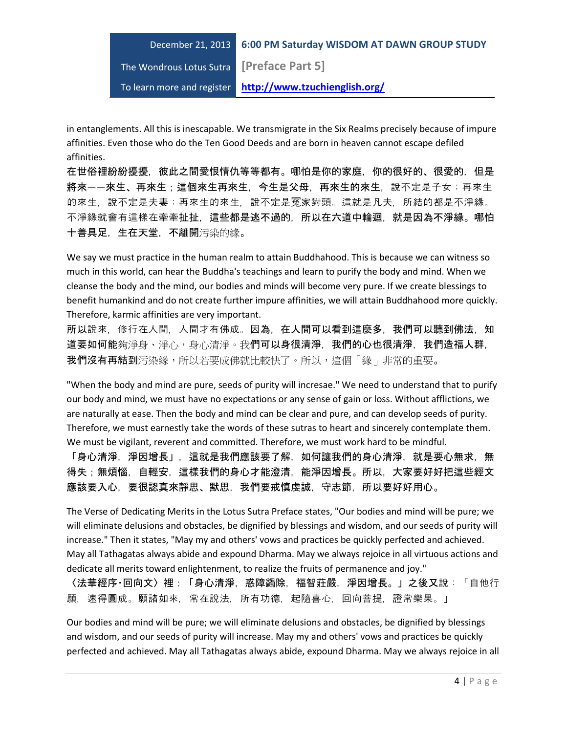in entanglements. All this is inescapable. We transmigrate in the Six Realms precisely because of impure affinities. Even those who do the Ten Good Deeds and are born in heaven cannot escape defiled affinities.

**在世俗裡紛紛擾擾，彼此之間愛恨情仇等等都有。哪怕是你的家庭，你的很好的、很愛的，但是將來——來生、再來生；這個來生再來生，今生是父母，再來生的來生，**說不定是子女；再來生的來生，說不定是夫妻；再來生的來生，說不定是冤家對頭。這就是凡夫，所結的都是不淨緣。不淨緣就會有這樣在牽牽扯扯，**這些都是逃不過的，所以在六道中輪迴，就是因為不淨緣。哪怕十善具足，生在天堂，不離開**污染的緣。

We say we must practice in the human realm to attain Buddhahood. This is because we can witness so much in this world, can hear the Buddha's teachings and learn to purify the body and mind. When we cleanse the body and the mind, our bodies and minds will become very pure. If we create blessings to benefit humankind and do not create further impure affinities, we will attain Buddhahood more quickly. Therefore, karmic affinities are very important.

**所以**說來，修行在人間，人間才有佛成。因**為，在人間可以看到這麼多，我們可以聽到佛法，知道要如何能**夠淨身、淨心，身心清淨。我**們可以身很清淨，我們的心也很清淨，我們造福人群，我們沒有再結到**污染緣，所以若要成佛就比較快了。所以，這個「緣」非常的重要。

"When the body and mind are pure, seeds of purity will incresae." We need to understand that to purify our body and mind, we must have no expectations or any sense of gain or loss. Without afflictions, we are naturally at ease. Then the body and mind can be clear and pure, and can develop seeds of purity. Therefore, we must earnestly take the words of these sutras to heart and sincerely contemplate them. We must be vigilant, reverent and committed. Therefore, we must work hard to be mindful.

**「身心清淨，淨因增長」，這就是我們應該要了解，如何讓我們的身心清淨，就是要心無求，無得失；無煩惱，自輕安，這樣我們的身心才能澄清，能淨因增長。所以，大家要好好把這些經文應該要入心，要很認真來靜思、默思，我們要戒慎虔誠，守志節，所以要好好用心。**

The Verse of Dedicating Merits in the Lotus Sutra Preface states, "Our bodies and mind will be pure; we will eliminate delusions and obstacles, be dignified by blessings and wisdom, and our seeds of purity will increase." Then it states, "May my and others' vows and practices be quickly perfected and achieved. May all Tathagatas always abide and expound Dharma. May we always rejoice in all virtuous actions and dedicate all merits toward enlightenment, to realize the fruits of permanence and joy."

**〈法華經序‧回向文〉裡：「身心清淨，惑障蠲除，福智莊嚴，淨因增長。」之後又**說：「自他行願，速得圓成。願諸如來，常在說法，所有功德，起隨喜心，回向菩提，證常樂果。」

Our bodies and mind will be pure; we will eliminate delusions and obstacles, be dignified by blessings and wisdom, and our seeds of purity will increase. May my and others' vows and practices be quickly perfected and achieved. May all Tathagatas always abide, expound Dharma. May we always rejoice in all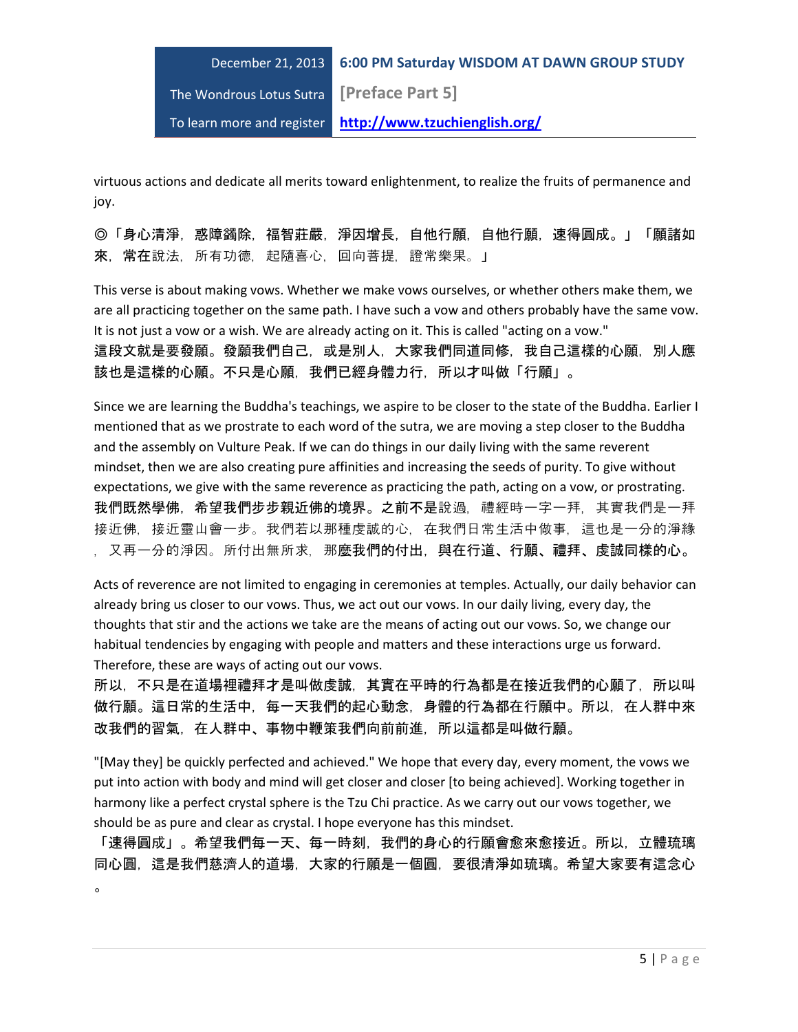virtuous actions and dedicate all merits toward enlightenment, to realize the fruits of permanence and joy.

**◎「身心清淨，惑障蠲除，福智莊嚴，淨因增長，自他行願，自他行願，速得圓成。」「願諸如來，常在**說法，所有功德，起隨喜心，回向菩提，證常樂果。」

This verse is about making vows. Whether we make vows ourselves, or whether others make them, we are all practicing together on the same path. I have such a vow and others probably have the same vow. It is not just a vow or a wish. We are already acting on it. This is called "acting on a vow."
**這段文就是要發願。發願我們自己，或是別人，大家我們同道同修，我自己這樣的心願，別人應該也是這樣的心願。不只是心願，我們已經身體力行，所以才叫做「行願」。**

Since we are learning the Buddha's teachings, we aspire to be closer to the state of the Buddha. Earlier I mentioned that as we prostrate to each word of the sutra, we are moving a step closer to the Buddha and the assembly on Vulture Peak. If we can do things in our daily living with the same reverent mindset, then we are also creating pure affinities and increasing the seeds of purity. To give without expectations, we give with the same reverence as practicing the path, acting on a vow, or prostrating.
**我們既然學佛，希望我們步步親近佛的境界。之前不是**說過，禮經時一字一拜，其實我們是一拜接近佛，接近靈山會一步。我們若以那種虔誠的心，在我們日常生活中做事，這也是一分的淨緣，又再一分的淨因。所付出無所求，那**麼我們的付出，與在行道、行願、禮拜、虔誠同樣的心。**

Acts of reverence are not limited to engaging in ceremonies at temples. Actually, our daily behavior can already bring us closer to our vows. Thus, we act out our vows. In our daily living, every day, the thoughts that stir and the actions we take are the means of acting out our vows. So, we change our habitual tendencies by engaging with people and matters and these interactions urge us forward. Therefore, these are ways of acting out our vows.
**所以，不只是在道場裡禮拜才是叫做虔誠，其實在平時的行為都是在接近我們的心願了，所以叫做行願。這日常的生活中，每一天我們的起心動念，身體的行為都在行願中。所以，在人群中來改我們的習氣，在人群中、事物中鞭策我們向前前進，所以這都是叫做行願。**

"[May they] be quickly perfected and achieved." We hope that every day, every moment, the vows we put into action with body and mind will get closer and closer [to being achieved]. Working together in harmony like a perfect crystal sphere is the Tzu Chi practice. As we carry out our vows together, we should be as pure and clear as crystal. I hope everyone has this mindset.
**「速得圓成」。希望我們每一天、每一時刻，我們的身心的行願會愈來愈接近。所以，立體琉璃同心圓，這是我們慈濟人的道場，大家的行願是一個圓，要很清淨如琉璃。希望大家要有這念心。**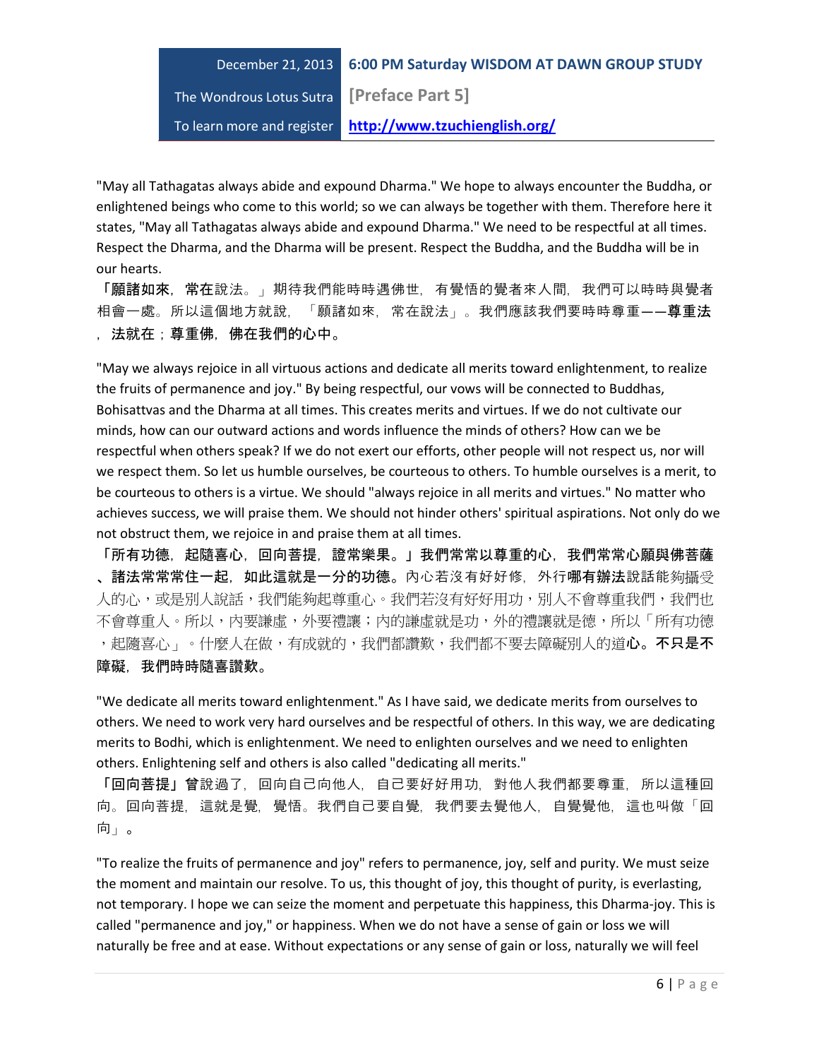"May all Tathagatas always abide and expound Dharma." We hope to always encounter the Buddha, or enlightened beings who come to this world; so we can always be together with them. Therefore here it states, "May all Tathagatas always abide and expound Dharma." We need to be respectful at all times. Respect the Dharma, and the Dharma will be present. Respect the Buddha, and the Buddha will be in our hearts.

**「願諸如來，常在**說法。」期待我們能時時遇佛世，有覺悟的覺者來人間，我們可以時時與覺者相會一處。所以這個地方就說，「願諸如來，常在說法」。我們應該我們要時時尊重——**尊重法，法就在；尊重佛，佛在我們的心中。**

"May we always rejoice in all virtuous actions and dedicate all merits toward enlightenment, to realize the fruits of permanence and joy." By being respectful, our vows will be connected to Buddhas, Bohisattvas and the Dharma at all times. This creates merits and virtues. If we do not cultivate our minds, how can our outward actions and words influence the minds of others? How can we be respectful when others speak? If we do not exert our efforts, other people will not respect us, nor will we respect them. So let us humble ourselves, be courteous to others. To humble ourselves is a merit, to be courteous to others is a virtue. We should "always rejoice in all merits and virtues." No matter who achieves success, we will praise them. We should not hinder others' spiritual aspirations. Not only do we not obstruct them, we rejoice in and praise them at all times.

**「所有功德，起隨喜心，回向菩提，證常樂果。」我們常常以尊重的心，我們常常心願與佛菩薩、諸法常常住一起，如此這就是一分的功德。**內心若沒有好好修，外行**哪有辦法**說話能夠攝受人的心，或是別人說話，我們能夠起尊重心。我們若沒有好好用功，別人不會尊重我們，我們也不會尊重人。所以，內要謙虛，外要禮讓；內的謙虛就是功，外的禮讓就是德，所以「所有功德，起隨喜心」。什麼人在做，有成就的，我們都讚歎，我們都不要去障礙別人的道**心**。**不只是不障礙，我們時時隨喜讚歎。**

"We dedicate all merits toward enlightenment." As I have said, we dedicate merits from ourselves to others. We need to work very hard ourselves and be respectful of others. In this way, we are dedicating merits to Bodhi, which is enlightenment. We need to enlighten ourselves and we need to enlighten others. Enlightening self and others is also called "dedicating all merits."

**「回向菩提」**曾說過了，回向自己向他人，自己要好好用功，對他人我們都要尊重，所以這種回向。回向菩提，這就是覺，覺悟。我們自己要自覺，我們要去覺他人，自覺覺他，這也叫做「回向」。

"To realize the fruits of permanence and joy" refers to permanence, joy, self and purity. We must seize the moment and maintain our resolve. To us, this thought of joy, this thought of purity, is everlasting, not temporary. I hope we can seize the moment and perpetuate this happiness, this Dharma-joy. This is called "permanence and joy," or happiness. When we do not have a sense of gain or loss we will naturally be free and at ease. Without expectations or any sense of gain or loss, naturally we will feel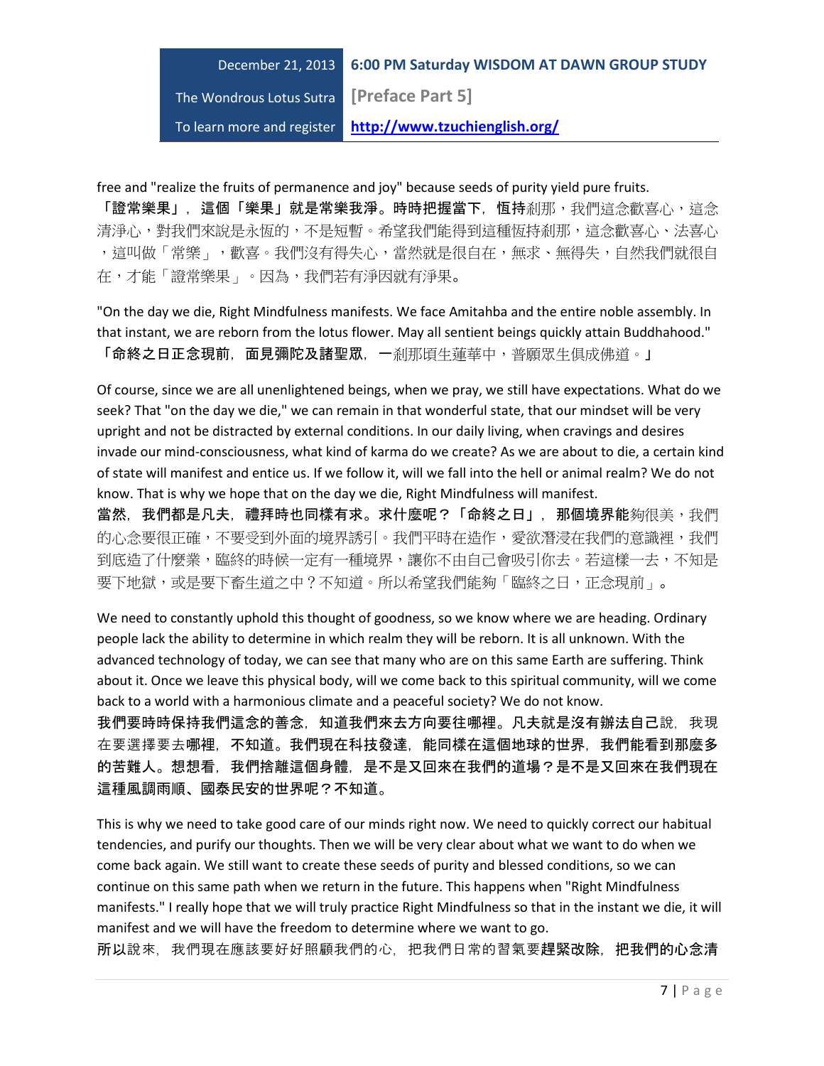free and "realize the fruits of permanence and joy" because seeds of purity yield pure fruits.
「證常樂果」，這個「樂果」就是常樂我淨。時時把握當下，恆持剎那，我們這念歡喜心，這念清淨心，對我們來說是永恆的，不是短暫。希望我們能得到這種恆持剎那，這念歡喜心、法喜心，這叫做「常樂」，歡喜。我們沒有得失心，當然就是很自在，無求、無得失，自然我們就很自在，才能「證常樂果」。因為，我們若有淨因就有淨果。

"On the day we die, Right Mindfulness manifests. We face Amitahba and the entire noble assembly. In that instant, we are reborn from the lotus flower. May all sentient beings quickly attain Buddhahood."
「命終之日正念現前，面見彌陀及諸聖眾，一剎那頃生蓮華中，普願眾生俱成佛道。」

Of course, since we are all unenlightened beings, when we pray, we still have expectations. What do we seek? That "on the day we die," we can remain in that wonderful state, that our mindset will be very upright and not be distracted by external conditions. In our daily living, when cravings and desires invade our mind-consciousness, what kind of karma do we create? As we are about to die, a certain kind of state will manifest and entice us. If we follow it, will we fall into the hell or animal realm? We do not know. That is why we hope that on the day we die, Right Mindfulness will manifest.
當然，我們都是凡夫，禮拜時也同樣有求。求什麼呢？「命終之日」，那個境界能夠很美，我們的心念要很正確，不要受到外面的境界誘引。我們平時在造作，愛欲潛浸在我們的意識裡，我們到底造了什麼業，臨終的時候一定有一種境界，讓你不由自己會吸引你去。若這樣一去，不知是要下地獄，或是要下畜生道之中？不知道。所以希望我們能夠「臨終之日，正念現前」。

We need to constantly uphold this thought of goodness, so we know where we are heading. Ordinary people lack the ability to determine in which realm they will be reborn. It is all unknown. With the advanced technology of today, we can see that many who are on this same Earth are suffering. Think about it. Once we leave this physical body, will we come back to this spiritual community, will we come back to a world with a harmonious climate and a peaceful society? We do not know.
我們要時時保持我們這念的善念，知道我們來去方向要往哪裡。凡夫就是沒有辦法自己說，我現在要選擇要去哪裡，不知道。我們現在科技發達，能同樣在這個地球的世界，我們能看到那麼多的苦難人。想想看，我們捨離這個身體，是不是又回來在我們的道場？是不是又回來在我們現在這種風調雨順、國泰民安的世界呢？不知道。

This is why we need to take good care of our minds right now. We need to quickly correct our habitual tendencies, and purify our thoughts. Then we will be very clear about what we want to do when we come back again. We still want to create these seeds of purity and blessed conditions, so we can continue on this same path when we return in the future. This happens when "Right Mindfulness manifests." I really hope that we will truly practice Right Mindfulness so that in the instant we die, it will manifest and we will have the freedom to determine where we want to go.
所以說來，我們現在應該要好好照顧我們的心，把我們日常的習氣要趕緊改除，把我們的心念清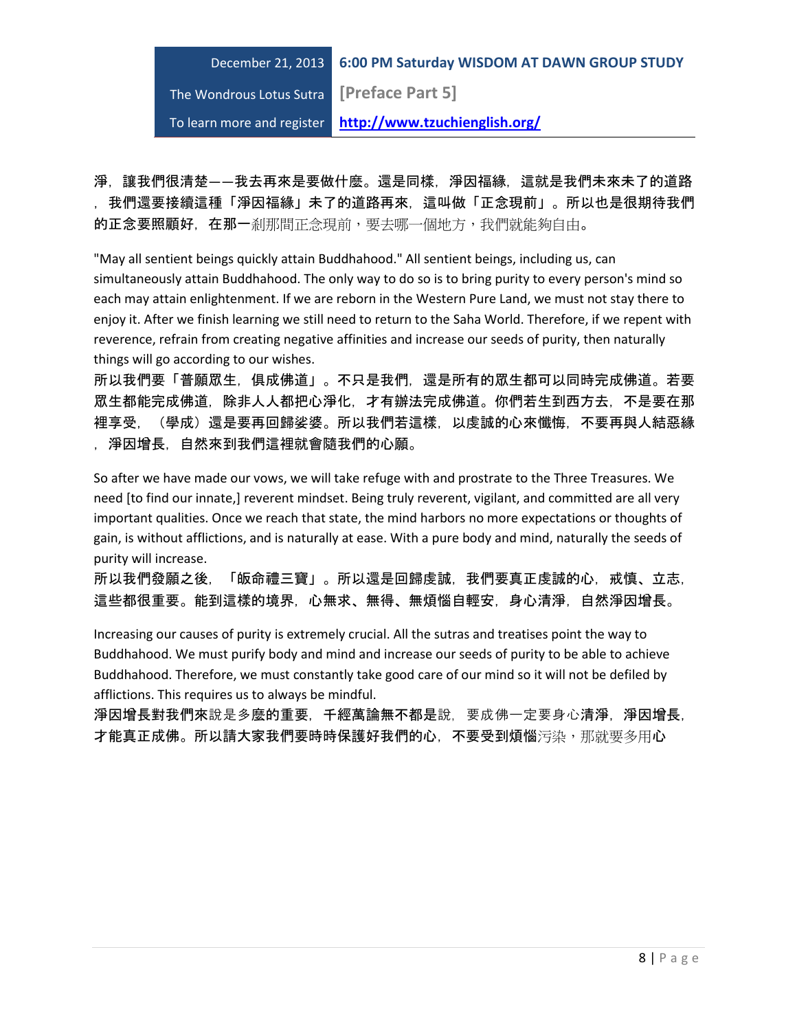淨，讓我們很清楚——我去再來是要做什麼。還是同樣，淨因福緣，這就是我們未來未了的道路，我們還要接續這種「淨因福緣」未了的道路再來，這叫做「正念現前」。所以也是很期待我們的正念要照顧好，在那一剎那間正念現前，要去哪一個地方，我們就能夠自由。

"May all sentient beings quickly attain Buddhahood." All sentient beings, including us, can simultaneously attain Buddhahood. The only way to do so is to bring purity to every person's mind so each may attain enlightenment. If we are reborn in the Western Pure Land, we must not stay there to enjoy it. After we finish learning we still need to return to the Saha World. Therefore, if we repent with reverence, refrain from creating negative affinities and increase our seeds of purity, then naturally things will go according to our wishes.

所以我們要「普願眾生，俱成佛道」。不只是我們，還是所有的眾生都可以同時完成佛道。若要眾生都能完成佛道，除非人人都把心淨化，才有辦法完成佛道。你們若生到西方去，不是要在那裡享受，（學成）還是要再回歸娑婆。所以我們若這樣，以虔誠的心來懺悔，不要再與人結惡緣，淨因增長，自然來到我們這裡就會隨我們的心願。

So after we have made our vows, we will take refuge with and prostrate to the Three Treasures. We need [to find our innate,] reverent mindset. Being truly reverent, vigilant, and committed are all very important qualities. Once we reach that state, the mind harbors no more expectations or thoughts of gain, is without afflictions, and is naturally at ease. With a pure body and mind, naturally the seeds of purity will increase.

所以我們發願之後，「皈命禮三寶」。所以還是回歸虔誠，我們要真正虔誠的心，戒慎、立志，這些都很重要。能到這樣的境界，心無求、無得、無煩惱自輕安，身心清淨，自然淨因增長。

Increasing our causes of purity is extremely crucial. All the sutras and treatises point the way to Buddhahood. We must purify body and mind and increase our seeds of purity to be able to achieve Buddhahood. Therefore, we must constantly take good care of our mind so it will not be defiled by afflictions. This requires us to always be mindful.

淨因增長對我們來說是多麼的重要，千經萬論無不都是說，要成佛一定要身心清淨，淨因增長，才能真正成佛。所以請大家我們要時時保護好我們的心，不要受到煩惱污染，那就要多用心